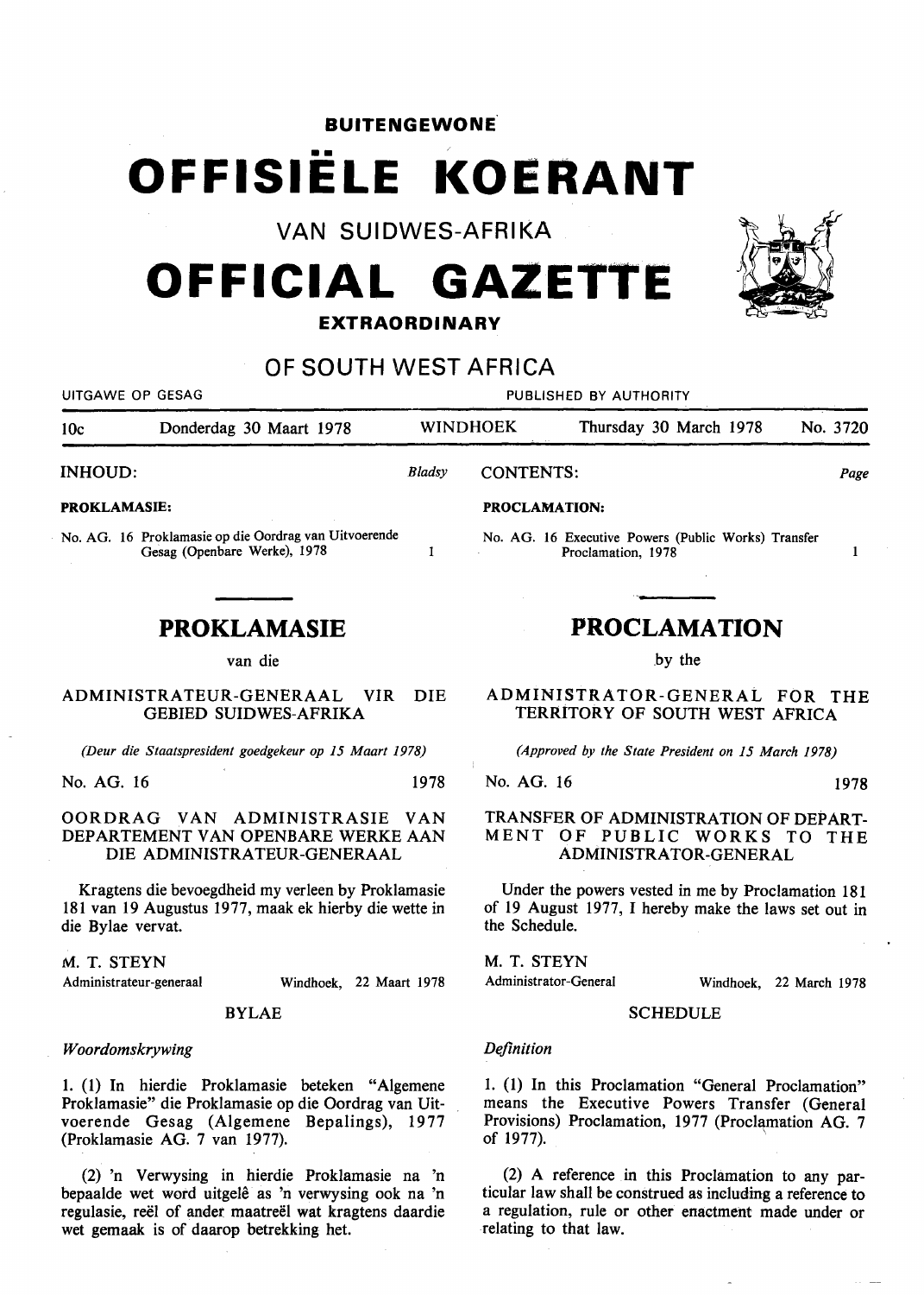**BUITENGEWONE**

# OFFISIËLE KOERANT

VAN SUIDWES-AFRIKA

# OFFICIAL GAZETTE

**EXTRAORDINARY**

OF SOUTH WEST AFRICA

UITGAWE OP GESAG — PUBLISHED BY AUTHORITY

10c — Donderdag 30 Maart 1978 — WINDHOEK — Thursday 30 March 1978 — No. 3720

**INHOUD:** *Bladsy*

**PROKLAMASIE:**

No. AG. 16 Proklamasie op die Oordrag van Uitvoerende Gesag (Openbare Werke), 1978 — 1

## PROKLAMASIE

van die

### ADMINISTRATEUR-GENERAAL VIR DIE GEBIED SUIDWES-AFRIKA

*(Deur die Staatspresident goedgekeur op 15 Maart 1978)*

No. AG. 16 — 1978

### OORDRAG VAN ADMINISTRASIE VAN DEPARTEMENT VAN OPENBARE WERKE AAN DIE ADMINISTRATEUR-GENERAAL

Kragtens die bevoegdheid my verleen by Proklamasie 181 van 19 Augustus 1977, maak ek hierby die wette in die Bylae vervat.

M. T. STEYN
Administrateur-generaal — Windhoek, 22 Maart 1978

BYLAE

*Woordomskrywing*

1. (1) In hierdie Proklamasie beteken "Algemene Proklamasie" die Proklamasie op die Oordrag van Uitvoerende Gesag (Algemene Bepalings), 1977 (Proklamasie AG. 7 van 1977).

(2) 'n Verwysing in hierdie Proklamasie na 'n bepaalde wet word uitgelê as 'n verwysing ook na 'n regulasie, reël of ander maatreël wat kragtens daardie wet gemaak is of daarop betrekking het.

**CONTENTS:** *Page*

**PROCLAMATION:**

No. AG. 16 Executive Powers (Public Works) Transfer Proclamation, 1978 — 1

## PROCLAMATION

by the

### ADMINISTRATOR-GENERAL FOR THE TERRITORY OF SOUTH WEST AFRICA

*(Approved by the State President on 15 March 1978)*

No. AG. 16 — 1978

### TRANSFER OF ADMINISTRATION OF DEPARTMENT OF PUBLIC WORKS TO THE ADMINISTRATOR-GENERAL

Under the powers vested in me by Proclamation 181 of 19 August 1977, I hereby make the laws set out in the Schedule.

M. T. STEYN
Administrator-General — Windhoek, 22 March 1978

SCHEDULE

*Definition*

1. (1) In this Proclamation "General Proclamation" means the Executive Powers Transfer (General Provisions) Proclamation, 1977 (Proclamation AG. 7 of 1977).

(2) A reference in this Proclamation to any particular law shall be construed as including a reference to a regulation, rule or other enactment made under or relating to that law.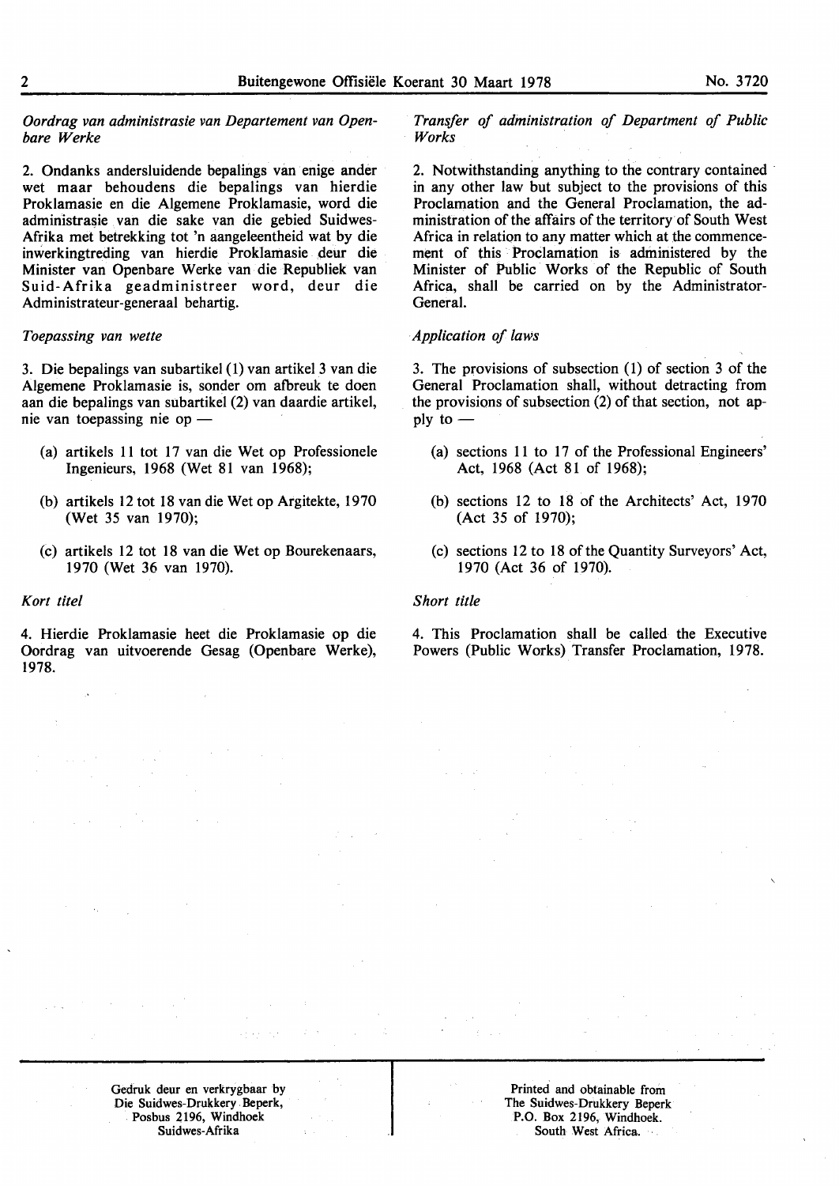*Oordrag van administrasie van Departement van Openbare Werke*

2. Ondanks andersluidende bepalings van enige ander wet maar behoudens die bepalings van hierdie Proklamasie en die Algemene Proklamasie, word die administrasie van die sake van die gebied Suidwes-Afrika met betrekking tot 'n aangeleentheid wat by die inwerkingtreding van hierdie Proklamasie deur die Minister van Openbare Werke van die Republiek van Suid-Afrika geadministreer word, deur die Administrateur-generaal behartig.

*Toepassing van wette*

3. Die bepalings van subartikel (1) van artikel 3 van die Algemene Proklamasie is, sonder om afbreuk te doen aan die bepalings van subartikel (2) van daardie artikel, nie van toepassing nie op —

(a) artikels 11 tot 17 van die Wet op Professionele Ingenieurs, 1968 (Wet 81 van 1968);

(b) artikels 12 tot 18 van die Wet op Argitekte, 1970 (Wet 35 van 1970);

(c) artikels 12 tot 18 van die Wet op Bourekenaars, 1970 (Wet 36 van 1970).

*Kort titel*

4. Hierdie Proklamasie heet die Proklamasie op die Oordrag van uitvoerende Gesag (Openbare Werke), 1978.

*Transfer of administration of Department of Public Works*

2. Notwithstanding anything to the contrary contained in any other law but subject to the provisions of this Proclamation and the General Proclamation, the administration of the affairs of the territory of South West Africa in relation to any matter which at the commencement of this Proclamation is administered by the Minister of Public Works of the Republic of South Africa, shall be carried on by the Administrator-General.

*Application of laws*

3. The provisions of subsection (1) of section 3 of the General Proclamation shall, without detracting from the provisions of subsection (2) of that section, not apply to —

(a) sections 11 to 17 of the Professional Engineers' Act, 1968 (Act 81 of 1968);

(b) sections 12 to 18 of the Architects' Act, 1970 (Act 35 of 1970);

(c) sections 12 to 18 of the Quantity Surveyors' Act, 1970 (Act 36 of 1970).

*Short title*

4. This Proclamation shall be called the Executive Powers (Public Works) Transfer Proclamation, 1978.

Gedruk deur en verkrygbaar by Die Suidwes-Drukkery Beperk, Posbus 2196, Windhoek Suidwes-Afrika

Printed and obtainable from The Suidwes-Drukkery Beperk P.O. Box 2196, Windhoek. South West Africa.